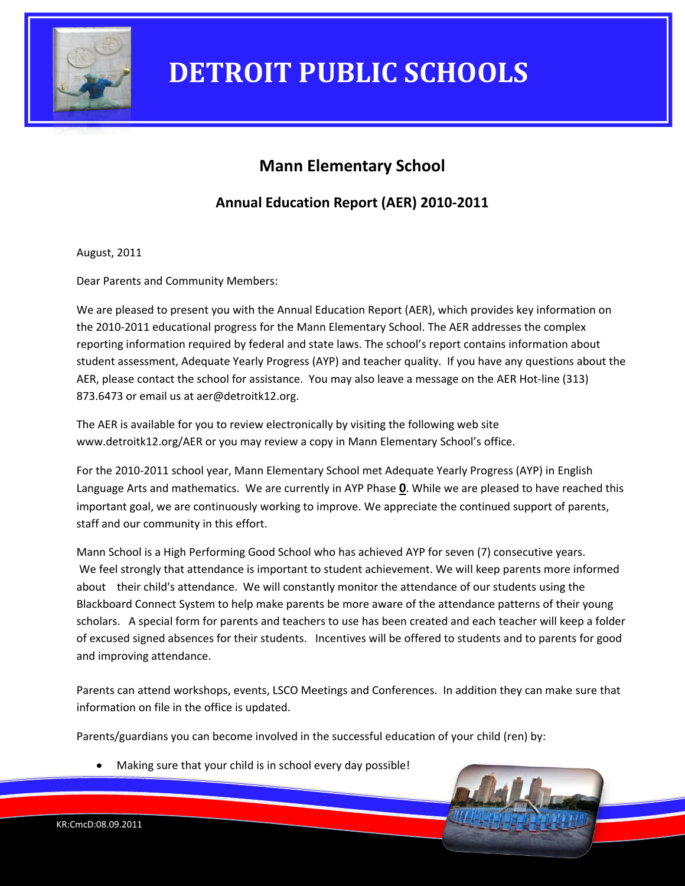# DETROIT PUBLIC SCHOOLS

## Mann Elementary School

### Annual Education Report (AER) 2010-2011

August, 2011

Dear Parents and Community Members:

We are pleased to present you with the Annual Education Report (AER), which provides key information on the 2010-2011 educational progress for the Mann Elementary School. The AER addresses the complex reporting information required by federal and state laws. The school's report contains information about student assessment, Adequate Yearly Progress (AYP) and teacher quality. If you have any questions about the AER, please contact the school for assistance. You may also leave a message on the AER Hot-line (313) 873.6473 or email us at aer@detroitk12.org.

The AER is available for you to review electronically by visiting the following web site www.detroitk12.org/AER or you may review a copy in Mann Elementary School's office.

For the 2010-2011 school year, Mann Elementary School met Adequate Yearly Progress (AYP) in English Language Arts and mathematics. We are currently in AYP Phase **0**. While we are pleased to have reached this important goal, we are continuously working to improve. We appreciate the continued support of parents, staff and our community in this effort.

Mann School is a High Performing Good School who has achieved AYP for seven (7) consecutive years. We feel strongly that attendance is important to student achievement. We will keep parents more informed about their child's attendance. We will constantly monitor the attendance of our students using the Blackboard Connect System to help make parents be more aware of the attendance patterns of their young scholars. A special form for parents and teachers to use has been created and each teacher will keep a folder of excused signed absences for their students. Incentives will be offered to students and to parents for good and improving attendance.

Parents can attend workshops, events, LSCO Meetings and Conferences. In addition they can make sure that information on file in the office is updated.

Parents/guardians you can become involved in the successful education of your child (ren) by:

- Making sure that your child is in school every day possible!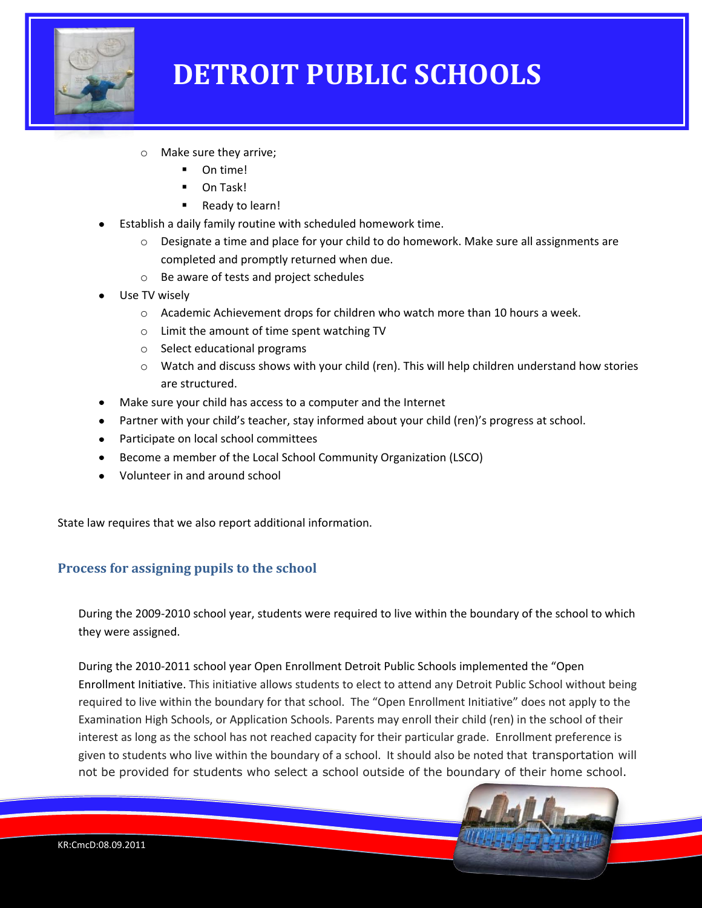- Make sure they arrive;
    - On time!
    - On Task!
    - Ready to learn!
- Establish a daily family routine with scheduled homework time.
  - Designate a time and place for your child to do homework. Make sure all assignments are completed and promptly returned when due.
  - Be aware of tests and project schedules
- Use TV wisely
  - Academic Achievement drops for children who watch more than 10 hours a week.
  - Limit the amount of time spent watching TV
  - Select educational programs
  - Watch and discuss shows with your child (ren). This will help children understand how stories are structured.
- Make sure your child has access to a computer and the Internet
- Partner with your child's teacher, stay informed about your child (ren)'s progress at school.
- Participate on local school committees
- Become a member of the Local School Community Organization (LSCO)
- Volunteer in and around school

State law requires that we also report additional information.

### Process for assigning pupils to the school

During the 2009-2010 school year, students were required to live within the boundary of the school to which they were assigned.

During the 2010-2011 school year Open Enrollment Detroit Public Schools implemented the "Open Enrollment Initiative. This initiative allows students to elect to attend any Detroit Public School without being required to live within the boundary for that school. The "Open Enrollment Initiative" does not apply to the Examination High Schools, or Application Schools. Parents may enroll their child (ren) in the school of their interest as long as the school has not reached capacity for their particular grade. Enrollment preference is given to students who live within the boundary of a school. It should also be noted that transportation will not be provided for students who select a school outside of the boundary of their home school.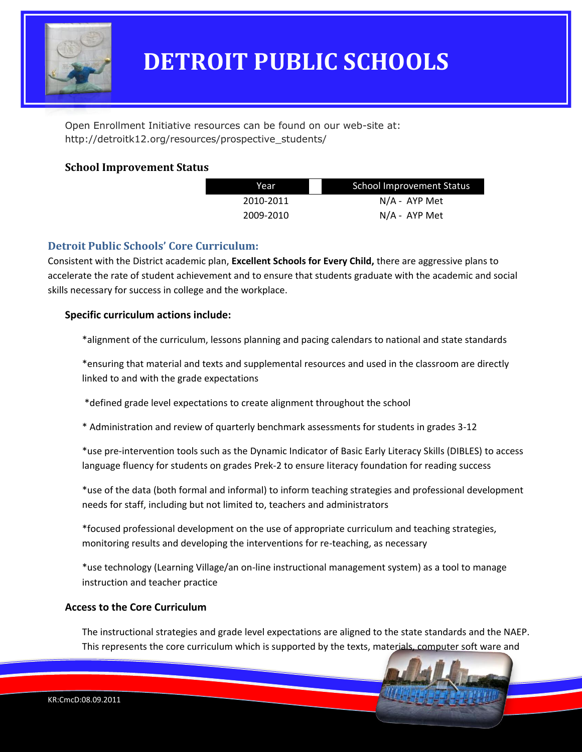# DETROIT PUBLIC SCHOOLS

Open Enrollment Initiative resources can be found on our web-site at: http://detroitk12.org/resources/prospective_students/

### School Improvement Status

| Year | School Improvement Status |
|---|---|
| 2010-2011 | N/A - AYP Met |
| 2009-2010 | N/A - AYP Met |

## Detroit Public Schools' Core Curriculum:

Consistent with the District academic plan, **Excellent Schools for Every Child,** there are aggressive plans to accelerate the rate of student achievement and to ensure that students graduate with the academic and social skills necessary for success in college and the workplace.

**Specific curriculum actions include:**

*alignment of the curriculum, lessons planning and pacing calendars to national and state standards

*ensuring that material and texts and supplemental resources and used in the classroom are directly linked to and with the grade expectations

*defined grade level expectations to create alignment throughout the school

* Administration and review of quarterly benchmark assessments for students in grades 3-12

*use pre-intervention tools such as the Dynamic Indicator of Basic Early Literacy Skills (DIBLES) to access language fluency for students on grades Prek-2 to ensure literacy foundation for reading success

*use of the data (both formal and informal) to inform teaching strategies and professional development needs for staff, including but not limited to, teachers and administrators

*focused professional development on the use of appropriate curriculum and teaching strategies, monitoring results and developing the interventions for re-teaching, as necessary

*use technology (Learning Village/an on-line instructional management system) as a tool to manage instruction and teacher practice

**Access to the Core Curriculum**

The instructional strategies and grade level expectations are aligned to the state standards and the NAEP. This represents the core curriculum which is supported by the texts, materials, computer soft ware and

KR:CmcD:08.09.2011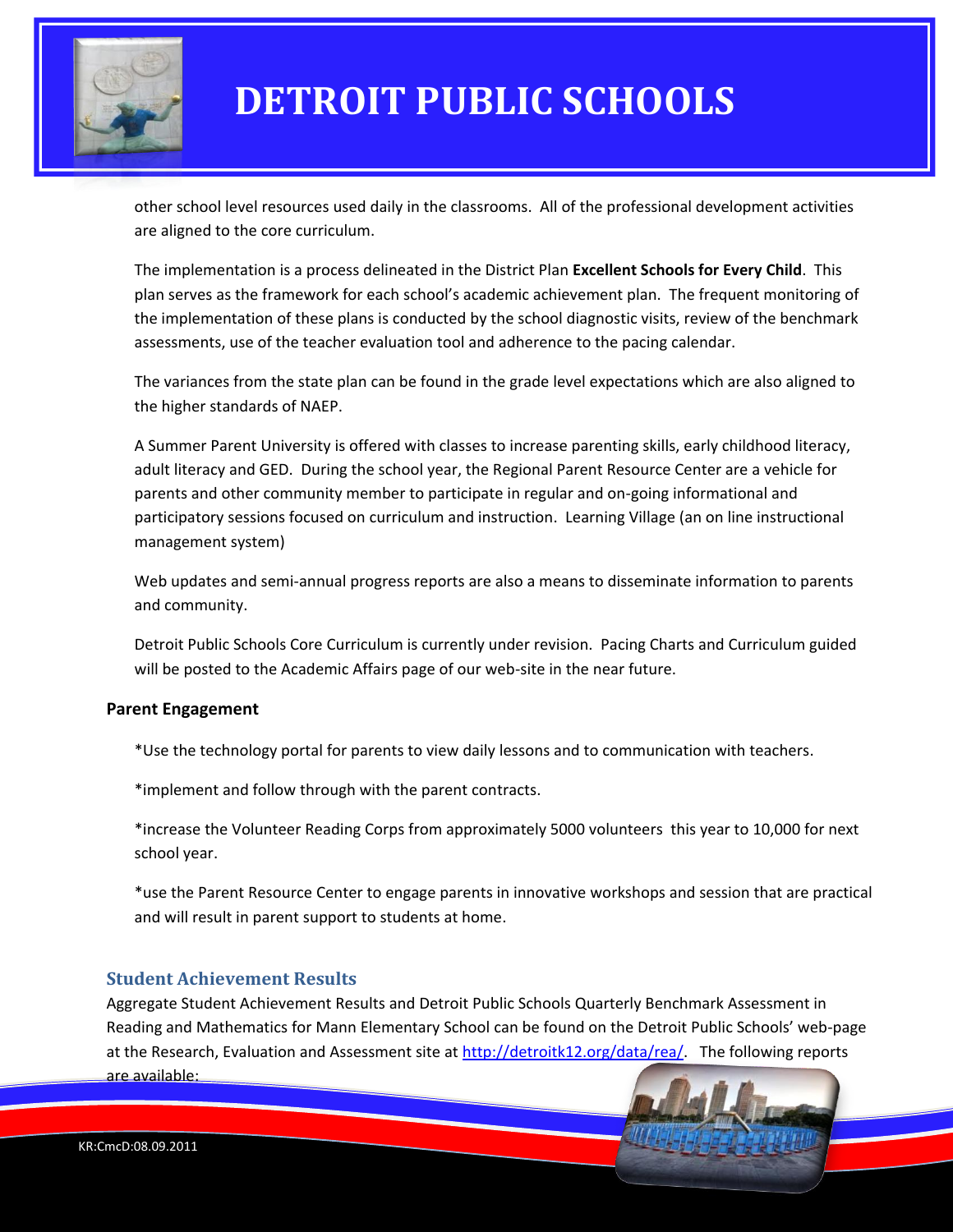other school level resources used daily in the classrooms. All of the professional development activities are aligned to the core curriculum.

The implementation is a process delineated in the District Plan **Excellent Schools for Every Child**. This plan serves as the framework for each school's academic achievement plan. The frequent monitoring of the implementation of these plans is conducted by the school diagnostic visits, review of the benchmark assessments, use of the teacher evaluation tool and adherence to the pacing calendar.

The variances from the state plan can be found in the grade level expectations which are also aligned to the higher standards of NAEP.

A Summer Parent University is offered with classes to increase parenting skills, early childhood literacy, adult literacy and GED. During the school year, the Regional Parent Resource Center are a vehicle for parents and other community member to participate in regular and on-going informational and participatory sessions focused on curriculum and instruction. Learning Village (an on line instructional management system)

Web updates and semi-annual progress reports are also a means to disseminate information to parents and community.

Detroit Public Schools Core Curriculum is currently under revision. Pacing Charts and Curriculum guided will be posted to the Academic Affairs page of our web-site in the near future.

**Parent Engagement**

*Use the technology portal for parents to view daily lessons and to communication with teachers.

*implement and follow through with the parent contracts.

*increase the Volunteer Reading Corps from approximately 5000 volunteers this year to 10,000 for next school year.

*use the Parent Resource Center to engage parents in innovative workshops and session that are practical and will result in parent support to students at home.

## Student Achievement Results

Aggregate Student Achievement Results and Detroit Public Schools Quarterly Benchmark Assessment in Reading and Mathematics for Mann Elementary School can be found on the Detroit Public Schools' web-page at the Research, Evaluation and Assessment site at http://detroitk12.org/data/rea/. The following reports are available: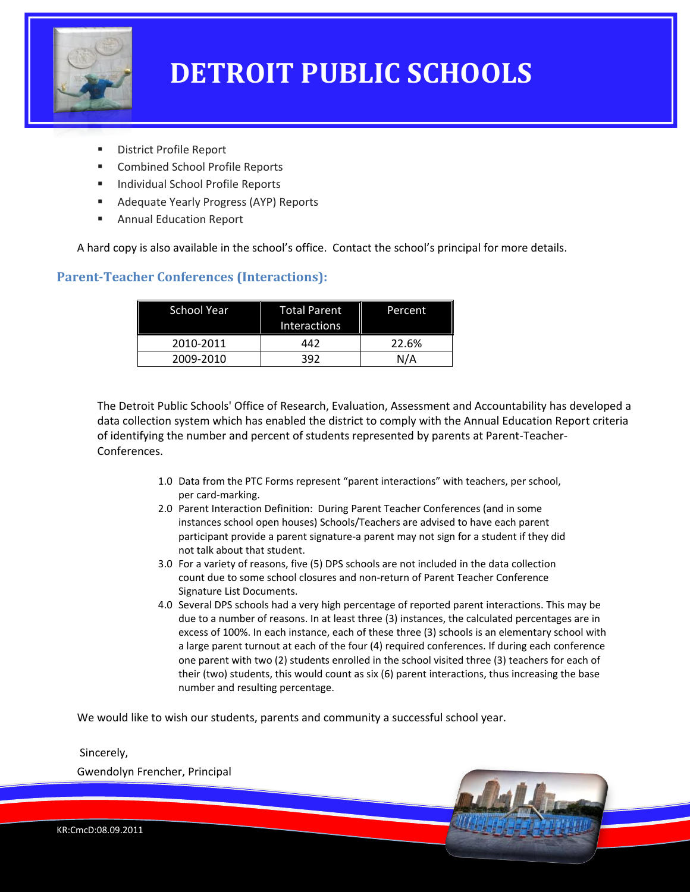# DETROIT PUBLIC SCHOOLS

- District Profile Report
- Combined School Profile Reports
- Individual School Profile Reports
- Adequate Yearly Progress (AYP) Reports
- Annual Education Report

A hard copy is also available in the school's office. Contact the school's principal for more details.

## Parent-Teacher Conferences (Interactions):

| School Year | Total Parent Interactions | Percent |
|---|---|---|
| 2010-2011 | 442 | 22.6% |
| 2009-2010 | 392 | N/A |

The Detroit Public Schools' Office of Research, Evaluation, Assessment and Accountability has developed a data collection system which has enabled the district to comply with the Annual Education Report criteria of identifying the number and percent of students represented by parents at Parent-Teacher-Conferences.

1.0 Data from the PTC Forms represent "parent interactions" with teachers, per school, per card-marking.

2.0 Parent Interaction Definition: During Parent Teacher Conferences (and in some instances school open houses) Schools/Teachers are advised to have each parent participant provide a parent signature-a parent may not sign for a student if they did not talk about that student.

3.0 For a variety of reasons, five (5) DPS schools are not included in the data collection count due to some school closures and non-return of Parent Teacher Conference Signature List Documents.

4.0 Several DPS schools had a very high percentage of reported parent interactions. This may be due to a number of reasons. In at least three (3) instances, the calculated percentages are in excess of 100%. In each instance, each of these three (3) schools is an elementary school with a large parent turnout at each of the four (4) required conferences. If during each conference one parent with two (2) students enrolled in the school visited three (3) teachers for each of their (two) students, this would count as six (6) parent interactions, thus increasing the base number and resulting percentage.

We would like to wish our students, parents and community a successful school year.

Sincerely,

Gwendolyn Frencher, Principal

KR:CmcD:08.09.2011